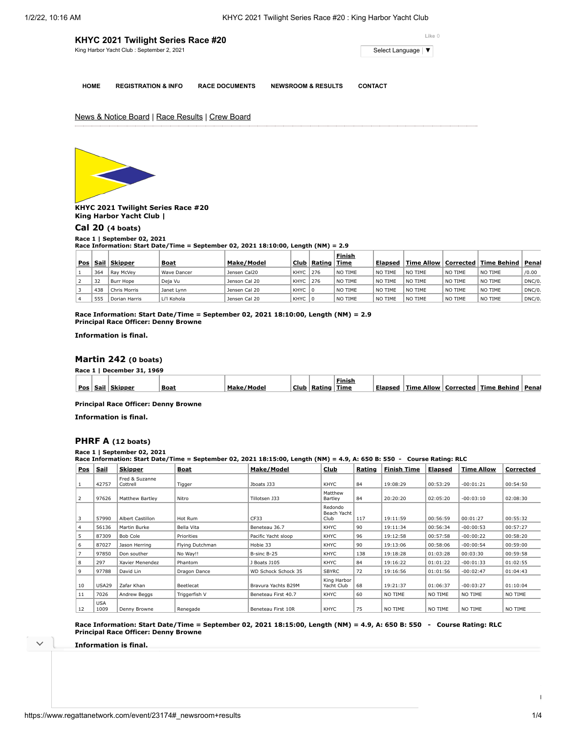# KHYC 2021 Twilight Series Race #20

King Harbor Yacht Club : September 2, 2021

Like 0

Select Language ▼

HOME | REGISTRATION & INFO | RACE DOCUMENTS | NEWSROOM & RESULTS | CONTACT

News & Notice Board | Race Results | Crew Board

**KHYC 2021 Twilight Series Race #20**
**King Harbor Yacht Club |**

## Cal 20 (4 boats)

**Race 1 | September 02, 2021**
**Race Information: Start Date/Time = September 02, 2021 18:10:00, Length (NM) = 2.9**

| Pos | Sail | Skipper | Boat | Make/Model | Club | Rating | Finish Time | Elapsed | Time Allow | Corrected | Time Behind | Penal |
|---|---|---|---|---|---|---|---|---|---|---|---|---|
| 1 | 364 | Ray McVey | Wave Dancer | Jensen Cal20 | KHYC | 276 | NO TIME | NO TIME | NO TIME | NO TIME | NO TIME | /0.00 |
| 2 | 32 | Burr Hope | Deja Vu | Jenson Cal 20 | KHYC | 276 | NO TIME | NO TIME | NO TIME | NO TIME | NO TIME | DNC/0. |
| 3 | 438 | Chris Morris | Janet Lynn | Jensen Cal 20 | KHYC | 0 | NO TIME | NO TIME | NO TIME | NO TIME | NO TIME | DNC/0. |
| 4 | 555 | Dorian Harris | Li'l Kohola | Jensen Cal 20 | KHYC | 0 | NO TIME | NO TIME | NO TIME | NO TIME | NO TIME | DNC/0. |

**Race Information: Start Date/Time = September 02, 2021 18:10:00, Length (NM) = 2.9**
**Principal Race Officer: Denny Browne**

**Information is final.**

## Martin 242 (0 boats)

**Race 1 | December 31, 1969**

| Pos | Sail | Skipper | Boat | Make/Model | Club | Rating | Finish Time | Elapsed | Time Allow | Corrected | Time Behind | Penal |
|---|---|---|---|---|---|---|---|---|---|---|---|---|

**Principal Race Officer: Denny Browne**

**Information is final.**

## PHRF A (12 boats)

**Race 1 | September 02, 2021**
**Race Information: Start Date/Time = September 02, 2021 18:15:00, Length (NM) = 4.9, A: 650 B: 550 - Course Rating: RLC**

| Pos | Sail | Skipper | Boat | Make/Model | Club | Rating | Finish Time | Elapsed | Time Allow | Corrected |
|---|---|---|---|---|---|---|---|---|---|---|
| 1 | 42757 | Fred & Suzanne Cottrell | Tigger | Jboats J33 | KHYC | 84 | 19:08:29 | 00:53:29 | -00:01:21 | 00:54:50 |
| 2 | 97626 | Matthew Bartley | Nitro | Tillotsen J33 | Matthew Bartley | 84 | 20:20:20 | 02:05:20 | -00:03:10 | 02:08:30 |
| 3 | 57990 | Albert Castillon | Hot Rum | CF33 | Redondo Beach Yacht Club | 117 | 19:11:59 | 00:56:59 | 00:01:27 | 00:55:32 |
| 4 | 56136 | Martin Burke | Bella Vita | Beneteau 36.7 | KHYC | 90 | 19:11:34 | 00:56:34 | -00:00:53 | 00:57:27 |
| 5 | 87309 | Bob Cole | Priorities | Pacific Yacht sloop | KHYC | 96 | 19:12:58 | 00:57:58 | -00:00:22 | 00:58:20 |
| 6 | 87027 | Jason Herring | Flying Dutchman | Hobie 33 | KHYC | 90 | 19:13:06 | 00:58:06 | -00:00:54 | 00:59:00 |
| 7 | 97850 | Don souther | No Way!! | B-sinc B-25 | KHYC | 138 | 19:18:28 | 01:03:28 | 00:03:30 | 00:59:58 |
| 8 | 297 | Xavier Menendez | Phantom | J Boats J105 | KHYC | 84 | 19:16:22 | 01:01:22 | -00:01:33 | 01:02:55 |
| 9 | 97788 | David Lin | Dragon Dance | WD Schock Schock 35 | SBYRC | 72 | 19:16:56 | 01:01:56 | -00:02:47 | 01:04:43 |
| 10 | USA29 | Zafar Khan | Beetlecat | Bravura Yachts B29M | King Harbor Yacht Club | 68 | 19:21:37 | 01:06:37 | -00:03:27 | 01:10:04 |
| 11 | 7026 | Andrew Beggs | Triggerfish V | Beneteau First 40.7 | KHYC | 60 | NO TIME | NO TIME | NO TIME | NO TIME |
| 12 | USA 1009 | Denny Browne | Renegade | Beneteau First 10R | KHYC | 75 | NO TIME | NO TIME | NO TIME | NO TIME |

**Race Information: Start Date/Time = September 02, 2021 18:15:00, Length (NM) = 4.9, A: 650 B: 550 - Course Rating: RLC**
**Principal Race Officer: Denny Browne**

**Information is final.**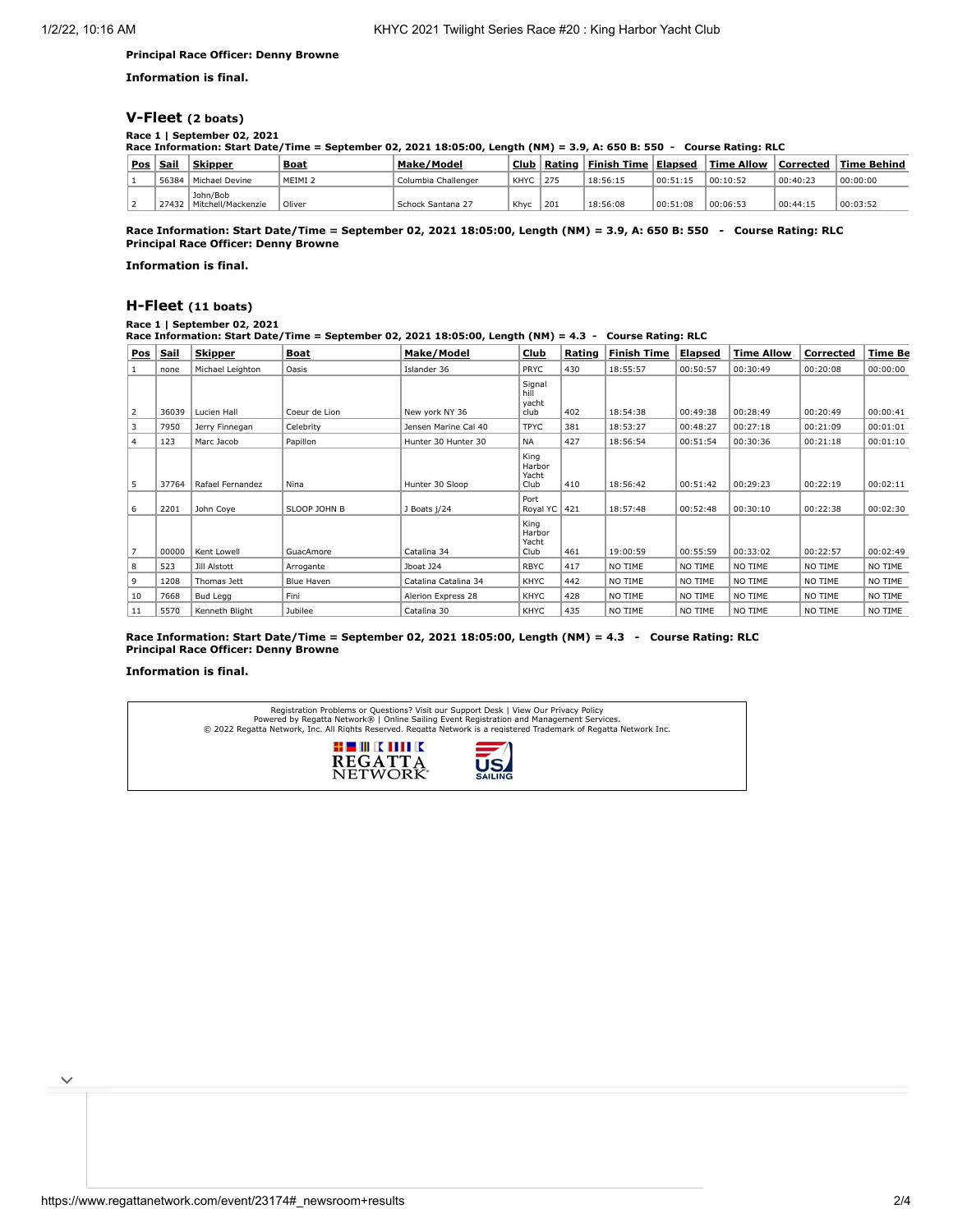**Principal Race Officer: Denny Browne**

**Information is final.**

## V-Fleet (2 boats)

**Race 1 | September 02, 2021**
**Race Information: Start Date/Time = September 02, 2021 18:05:00, Length (NM) = 3.9, A: 650 B: 550 - Course Rating: RLC**

| Pos | Sail | Skipper | Boat | Make/Model | Club | Rating | Finish Time | Elapsed | Time Allow | Corrected | Time Behind |
|---|---|---|---|---|---|---|---|---|---|---|---|
| 1 | 56384 | Michael Devine | MEIMI 2 | Columbia Challenger | KHYC | 275 | 18:56:15 | 00:51:15 | 00:10:52 | 00:40:23 | 00:00:00 |
| 2 | 27432 | John/Bob Mitchell/Mackenzie | Oliver | Schock Santana 27 | Khyc | 201 | 18:56:08 | 00:51:08 | 00:06:53 | 00:44:15 | 00:03:52 |

**Race Information: Start Date/Time = September 02, 2021 18:05:00, Length (NM) = 3.9, A: 650 B: 550 - Course Rating: RLC**
**Principal Race Officer: Denny Browne**

**Information is final.**

## H-Fleet (11 boats)

**Race 1 | September 02, 2021**
**Race Information: Start Date/Time = September 02, 2021 18:05:00, Length (NM) = 4.3 - Course Rating: RLC**

| Pos | Sail | Skipper | Boat | Make/Model | Club | Rating | Finish Time | Elapsed | Time Allow | Corrected | Time Be |
|---|---|---|---|---|---|---|---|---|---|---|---|
| 1 | none | Michael Leighton | Oasis | Islander 36 | PRYC | 430 | 18:55:57 | 00:50:57 | 00:30:49 | 00:20:08 | 00:00:00 |
| 2 | 36039 | Lucien Hall | Coeur de Lion | New york NY 36 | Signal hill yacht club | 402 | 18:54:38 | 00:49:38 | 00:28:49 | 00:20:49 | 00:00:41 |
| 3 | 7950 | Jerry Finnegan | Celebrity | Jensen Marine Cal 40 | TPYC | 381 | 18:53:27 | 00:48:27 | 00:27:18 | 00:21:09 | 00:01:01 |
| 4 | 123 | Marc Jacob | Papillon | Hunter 30 Hunter 30 | NA | 427 | 18:56:54 | 00:51:54 | 00:30:36 | 00:21:18 | 00:01:10 |
| 5 | 37764 | Rafael Fernandez | Nina | Hunter 30 Sloop | King Harbor Yacht Club | 410 | 18:56:42 | 00:51:42 | 00:29:23 | 00:22:19 | 00:02:11 |
| 6 | 2201 | John Coye | SLOOP JOHN B | J Boats j/24 | Port Royal YC | 421 | 18:57:48 | 00:52:48 | 00:30:10 | 00:22:38 | 00:02:30 |
| 7 | 00000 | Kent Lowell | GuacAmore | Catalina 34 | King Harbor Yacht Club | 461 | 19:00:59 | 00:55:59 | 00:33:02 | 00:22:57 | 00:02:49 |
| 8 | 523 | Jill Alstott | Arrogante | Jboat J24 | RBYC | 417 | NO TIME | NO TIME | NO TIME | NO TIME | NO TIME |
| 9 | 1208 | Thomas Jett | Blue Haven | Catalina Catalina 34 | KHYC | 442 | NO TIME | NO TIME | NO TIME | NO TIME | NO TIME |
| 10 | 7668 | Bud Legg | Fini | Alerion Express 28 | KHYC | 428 | NO TIME | NO TIME | NO TIME | NO TIME | NO TIME |
| 11 | 5570 | Kenneth Blight | Jubilee | Catalina 30 | KHYC | 435 | NO TIME | NO TIME | NO TIME | NO TIME | NO TIME |

**Race Information: Start Date/Time = September 02, 2021 18:05:00, Length (NM) = 4.3 - Course Rating: RLC**
**Principal Race Officer: Denny Browne**

**Information is final.**

Registration Problems or Questions? Visit our Support Desk | View Our Privacy Policy
Powered by Regatta Network® | Online Sailing Event Registration and Management Services.
© 2022 Regatta Network, Inc. All Rights Reserved. Regatta Network is a registered Trademark of Regatta Network Inc.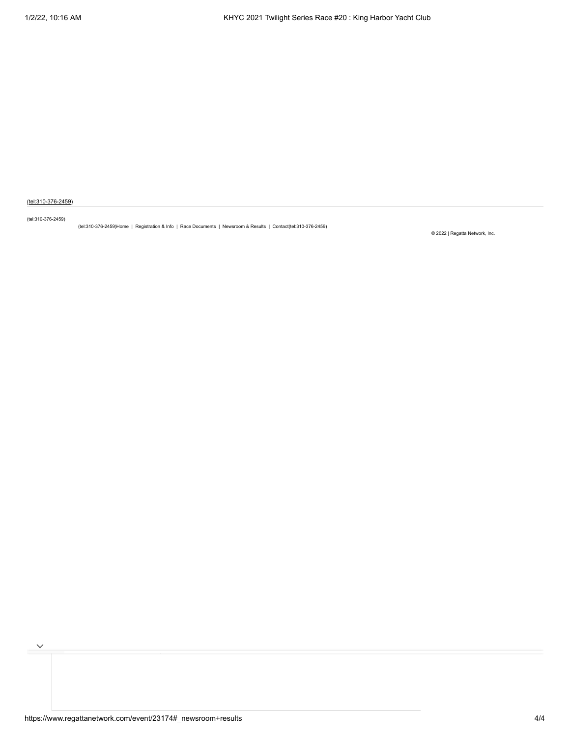(tel:310-376-2459)

(tel:310-376-2459)

(tel:310-376-2459)Home | Registration & Info | Race Documents | Newsroom & Results | Contact(tel:310-376-2459)

© 2022 | Regatta Network, Inc.